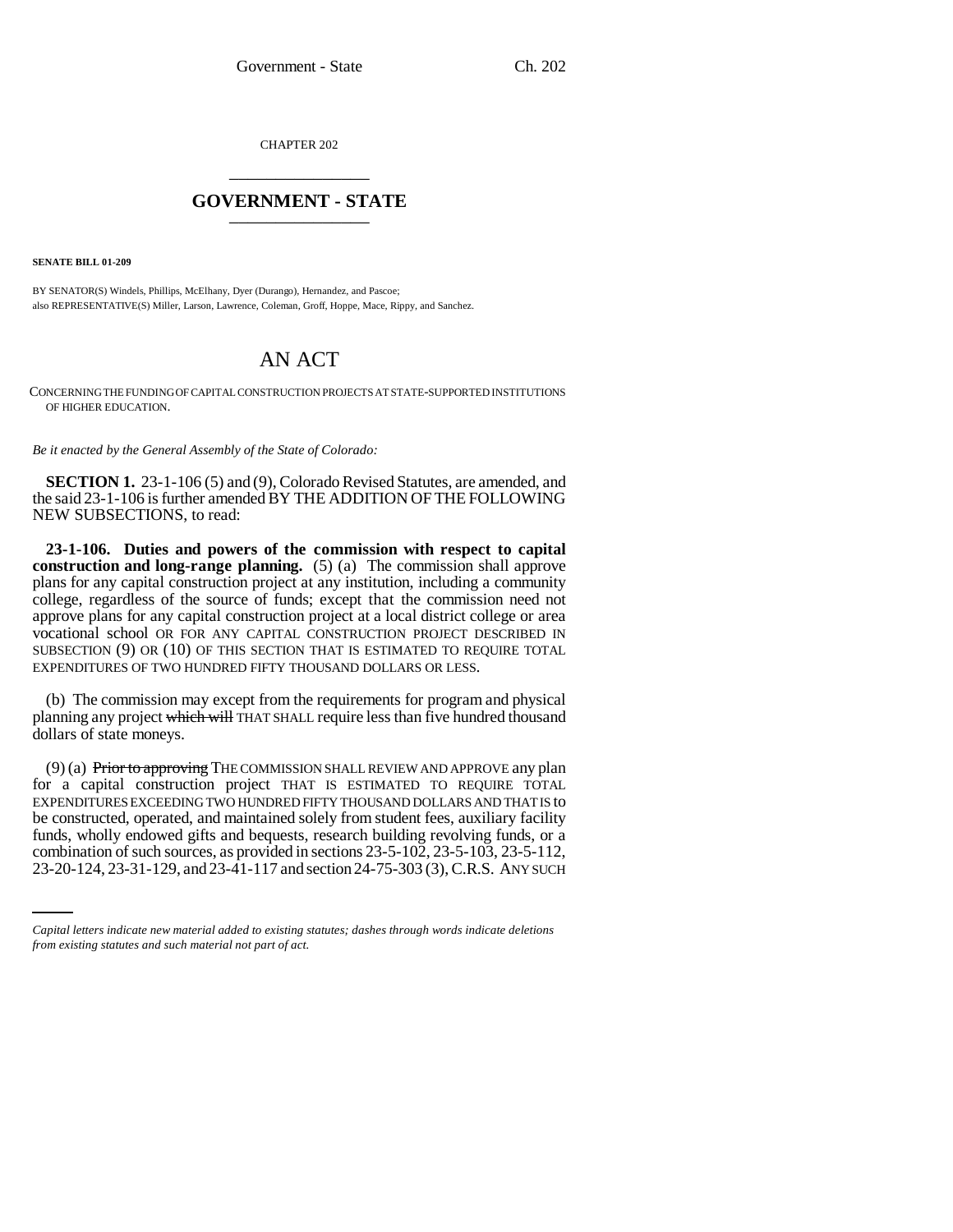CHAPTER 202

## GOVERNMENT - STATE

**SENATE BILL 01-209**

BY SENATOR(S) Windels, Phillips, McElhany, Dyer (Durango), Hernandez, and Pascoe;
also REPRESENTATIVE(S) Miller, Larson, Lawrence, Coleman, Groff, Hoppe, Mace, Rippy, and Sanchez.

# AN ACT

CONCERNING THE FUNDING OF CAPITAL CONSTRUCTION PROJECTS AT STATE-SUPPORTED INSTITUTIONS OF HIGHER EDUCATION.

*Be it enacted by the General Assembly of the State of Colorado:*

**SECTION 1.** 23-1-106 (5) and (9), Colorado Revised Statutes, are amended, and the said 23-1-106 is further amended BY THE ADDITION OF THE FOLLOWING NEW SUBSECTIONS, to read:

**23-1-106. Duties and powers of the commission with respect to capital construction and long-range planning.** (5) (a) The commission shall approve plans for any capital construction project at any institution, including a community college, regardless of the source of funds; except that the commission need not approve plans for any capital construction project at a local district college or area vocational school OR FOR ANY CAPITAL CONSTRUCTION PROJECT DESCRIBED IN SUBSECTION (9) OR (10) OF THIS SECTION THAT IS ESTIMATED TO REQUIRE TOTAL EXPENDITURES OF TWO HUNDRED FIFTY THOUSAND DOLLARS OR LESS.

(b) The commission may except from the requirements for program and physical planning any project ~~which will~~ THAT SHALL require less than five hundred thousand dollars of state moneys.

(9) (a) ~~Prior to approving~~ THE COMMISSION SHALL REVIEW AND APPROVE any plan for a capital construction project THAT IS ESTIMATED TO REQUIRE TOTAL EXPENDITURES EXCEEDING TWO HUNDRED FIFTY THOUSAND DOLLARS AND THAT IS to be constructed, operated, and maintained solely from student fees, auxiliary facility funds, wholly endowed gifts and bequests, research building revolving funds, or a combination of such sources, as provided in sections 23-5-102, 23-5-103, 23-5-112, 23-20-124, 23-31-129, and 23-41-117 and section 24-75-303 (3), C.R.S. ANY SUCH

*Capital letters indicate new material added to existing statutes; dashes through words indicate deletions from existing statutes and such material not part of act.*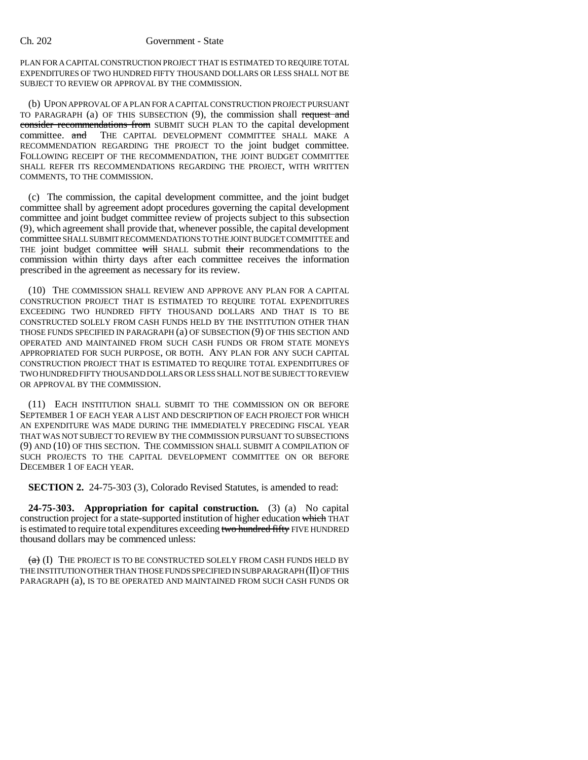PLAN FOR A CAPITAL CONSTRUCTION PROJECT THAT IS ESTIMATED TO REQUIRE TOTAL EXPENDITURES OF TWO HUNDRED FIFTY THOUSAND DOLLARS OR LESS SHALL NOT BE SUBJECT TO REVIEW OR APPROVAL BY THE COMMISSION.

(b) UPON APPROVAL OF A PLAN FOR A CAPITAL CONSTRUCTION PROJECT PURSUANT TO PARAGRAPH (a) OF THIS SUBSECTION (9), the commission shall ~~request and consider recommendations from~~ SUBMIT SUCH PLAN TO the capital development committee. ~~and~~ THE CAPITAL DEVELOPMENT COMMITTEE SHALL MAKE A RECOMMENDATION REGARDING THE PROJECT TO the joint budget committee. FOLLOWING RECEIPT OF THE RECOMMENDATION, THE JOINT BUDGET COMMITTEE SHALL REFER ITS RECOMMENDATIONS REGARDING THE PROJECT, WITH WRITTEN COMMENTS, TO THE COMMISSION.

(c) The commission, the capital development committee, and the joint budget committee shall by agreement adopt procedures governing the capital development committee and joint budget committee review of projects subject to this subsection (9), which agreement shall provide that, whenever possible, the capital development committee SHALL SUBMIT RECOMMENDATIONS TO THE JOINT BUDGET COMMITTEE and THE joint budget committee ~~will~~ SHALL submit ~~their~~ recommendations to the commission within thirty days after each committee receives the information prescribed in the agreement as necessary for its review.

(10) THE COMMISSION SHALL REVIEW AND APPROVE ANY PLAN FOR A CAPITAL CONSTRUCTION PROJECT THAT IS ESTIMATED TO REQUIRE TOTAL EXPENDITURES EXCEEDING TWO HUNDRED FIFTY THOUSAND DOLLARS AND THAT IS TO BE CONSTRUCTED SOLELY FROM CASH FUNDS HELD BY THE INSTITUTION OTHER THAN THOSE FUNDS SPECIFIED IN PARAGRAPH (a) OF SUBSECTION (9) OF THIS SECTION AND OPERATED AND MAINTAINED FROM SUCH CASH FUNDS OR FROM STATE MONEYS APPROPRIATED FOR SUCH PURPOSE, OR BOTH. ANY PLAN FOR ANY SUCH CAPITAL CONSTRUCTION PROJECT THAT IS ESTIMATED TO REQUIRE TOTAL EXPENDITURES OF TWO HUNDRED FIFTY THOUSAND DOLLARS OR LESS SHALL NOT BE SUBJECT TO REVIEW OR APPROVAL BY THE COMMISSION.

(11) EACH INSTITUTION SHALL SUBMIT TO THE COMMISSION ON OR BEFORE SEPTEMBER 1 OF EACH YEAR A LIST AND DESCRIPTION OF EACH PROJECT FOR WHICH AN EXPENDITURE WAS MADE DURING THE IMMEDIATELY PRECEDING FISCAL YEAR THAT WAS NOT SUBJECT TO REVIEW BY THE COMMISSION PURSUANT TO SUBSECTIONS (9) AND (10) OF THIS SECTION. THE COMMISSION SHALL SUBMIT A COMPILATION OF SUCH PROJECTS TO THE CAPITAL DEVELOPMENT COMMITTEE ON OR BEFORE DECEMBER 1 OF EACH YEAR.

**SECTION 2.** 24-75-303 (3), Colorado Revised Statutes, is amended to read:

**24-75-303. Appropriation for capital construction.** (3) (a) No capital construction project for a state-supported institution of higher education ~~which~~ THAT is estimated to require total expenditures exceeding ~~two hundred fifty~~ FIVE HUNDRED thousand dollars may be commenced unless:

~~(a)~~ (I) THE PROJECT IS TO BE CONSTRUCTED SOLELY FROM CASH FUNDS HELD BY THE INSTITUTION OTHER THAN THOSE FUNDS SPECIFIED IN SUBPARAGRAPH (II) OF THIS PARAGRAPH (a), IS TO BE OPERATED AND MAINTAINED FROM SUCH CASH FUNDS OR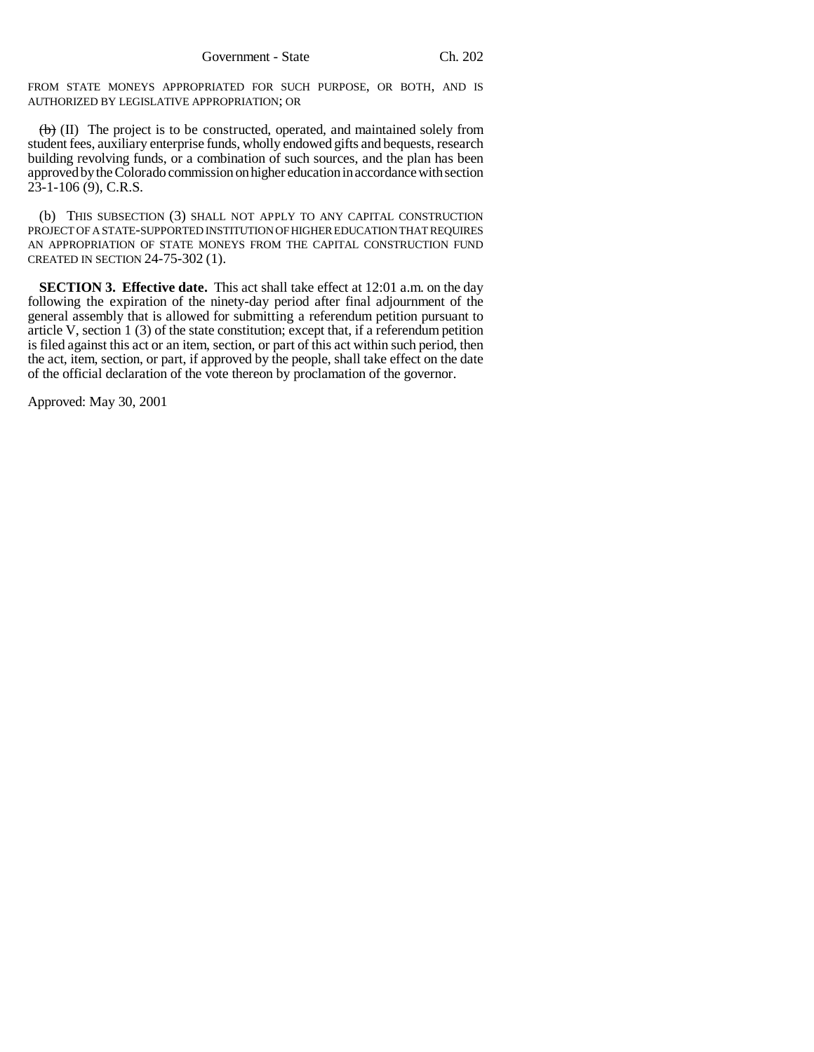FROM STATE MONEYS APPROPRIATED FOR SUCH PURPOSE, OR BOTH, AND IS AUTHORIZED BY LEGISLATIVE APPROPRIATION; OR

~~(b)~~ (II) The project is to be constructed, operated, and maintained solely from student fees, auxiliary enterprise funds, wholly endowed gifts and bequests, research building revolving funds, or a combination of such sources, and the plan has been approved by the Colorado commission on higher education in accordance with section 23-1-106 (9), C.R.S.

(b) THIS SUBSECTION (3) SHALL NOT APPLY TO ANY CAPITAL CONSTRUCTION PROJECT OF A STATE-SUPPORTED INSTITUTION OF HIGHER EDUCATION THAT REQUIRES AN APPROPRIATION OF STATE MONEYS FROM THE CAPITAL CONSTRUCTION FUND CREATED IN SECTION 24-75-302 (1).

**SECTION 3. Effective date.** This act shall take effect at 12:01 a.m. on the day following the expiration of the ninety-day period after final adjournment of the general assembly that is allowed for submitting a referendum petition pursuant to article V, section 1 (3) of the state constitution; except that, if a referendum petition is filed against this act or an item, section, or part of this act within such period, then the act, item, section, or part, if approved by the people, shall take effect on the date of the official declaration of the vote thereon by proclamation of the governor.

Approved: May 30, 2001